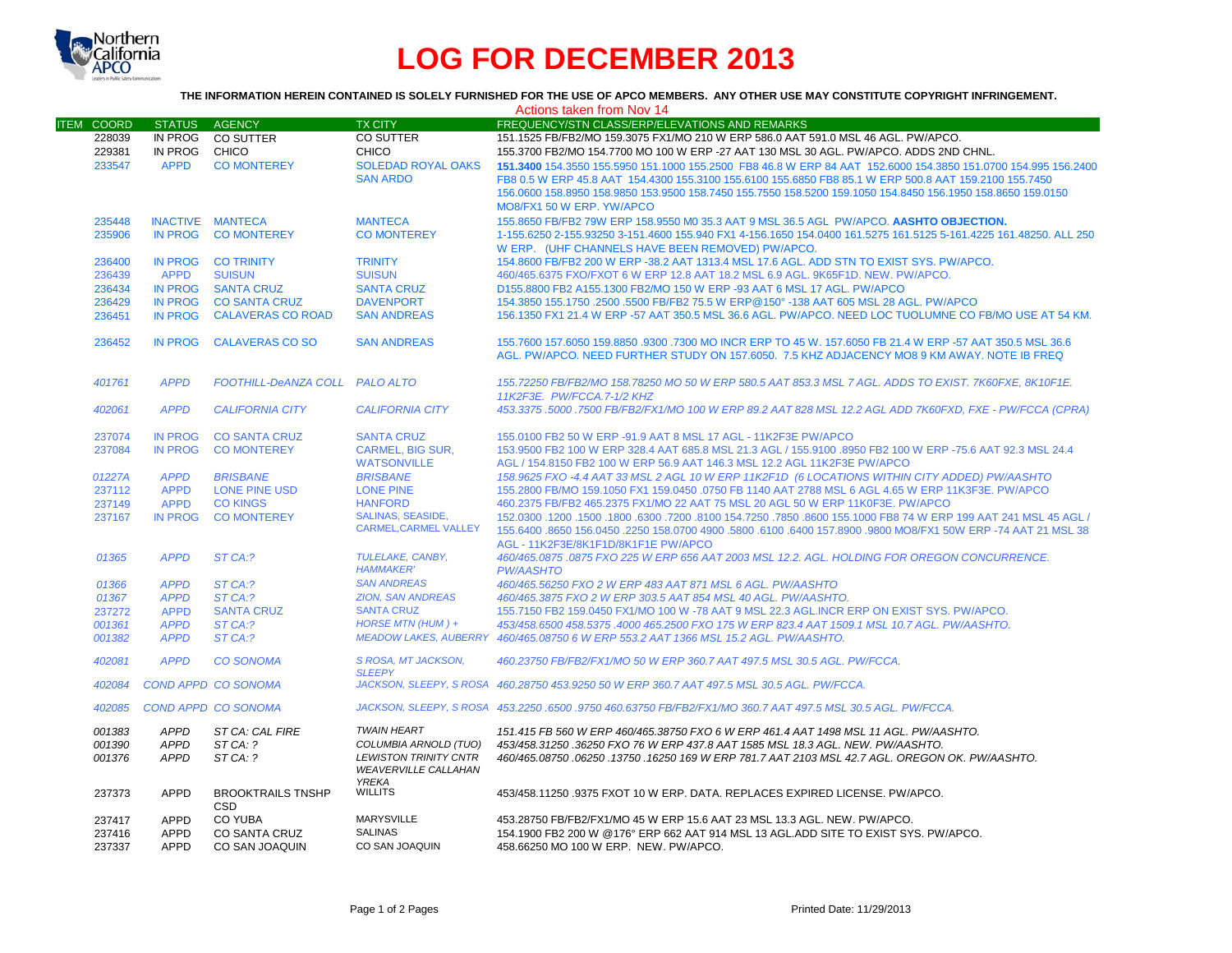# LOG FOR DECEMBER 2013

**THE INFORMATION HEREIN CONTAINED IS SOLELY FURNISHED FOR THE USE OF APCO MEMBERS. ANY OTHER USE MAY CONSTITUTE COPYRIGHT INFRINGEMENT.**

Actions taken from Nov 14

| ITEM | COORD | STATUS | AGENCY | TX CITY | FREQUENCY/STN CLASS/ERP/ELEVATIONS AND REMARKS |
|---|---|---|---|---|---|
| | 228039 | IN PROG | CO SUTTER | CO SUTTER | 151.1525 FB/FB2/MO 159.3075 FX1/MO 210 W ERP 586.0 AAT 591.0 MSL 46 AGL. PW/APCO. |
| | 229381 | IN PROG | CHICO | CHICO | 155.3700 FB2/MO 154.7700 MO 100 W ERP -27 AAT 130 MSL 30 AGL. PW/APCO. ADDS 2ND CHNL. |
| | 233547 | APPD | CO MONTEREY | SOLEDAD ROYAL OAKS SAN ARDO | **151.3400** 154.3550 155.5950 151.1000 155.2500 FB8 46.8 W ERP 84 AAT 152.6000 154.3850 151.0700 154.995 156.2400 FB8 0.5 W ERP 45.8 AAT 154.4300 155.3100 155.6100 155.6850 FB8 85.1 W ERP 500.8 AAT 159.2100 155.7450 156.0600 158.8950 158.9850 153.9500 158.7450 155.7550 158.5200 159.1050 154.8450 156.1950 158.8650 159.0150 MO8/FX1 50 W ERP. YW/APCO |
| | 235448 | INACTIVE | MANTECA | MANTECA | 155.8650 FB/FB2 79W ERP 158.9550 M0 35.3 AAT 9 MSL 36.5 AGL PW/APCO. **AASHTO OBJECTION.** |
| | 235906 | IN PROG | CO MONTEREY | CO MONTEREY | 1-155.6250 2-155.93250 3-151.4600 155.940 FX1 4-156.1650 154.0400 161.5275 161.5125 5-161.4225 161.48250. ALL 250 W ERP. (UHF CHANNELS HAVE BEEN REMOVED) PW/APCO. |
| | 236400 | IN PROG | CO TRINITY | TRINITY | 154.8600 FB/FB2 200 W ERP -38.2 AAT 1313.4 MSL 17.6 AGL. ADD STN TO EXIST SYS. PW/APCO. |
| | 236439 | APPD | SUISUN | SUISUN | 460/465.6375 FXO/FXOT 6 W ERP 12.8 AAT 18.2 MSL 6.9 AGL. 9K65F1D. NEW. PW/APCO. |
| | 236434 | IN PROG | SANTA CRUZ | SANTA CRUZ | D155.8800 FB2 A155.1300 FB2/MO 150 W ERP -93 AAT 6 MSL 17 AGL. PW/APCO |
| | 236429 | IN PROG | CO SANTA CRUZ | DAVENPORT | 154.3850 155.1750 .2500 .5500 FB/FB2 75.5 W ERP@150° -138 AAT 605 MSL 28 AGL. PW/APCO |
| | 236451 | IN PROG | CALAVERAS CO ROAD | SAN ANDREAS | 156.1350 FX1 21.4 W ERP -57 AAT 350.5 MSL 36.6 AGL. PW/APCO. NEED LOC TUOLUMNE CO FB/MO USE AT 54 KM. |
| | 236452 | IN PROG | CALAVERAS CO SO | SAN ANDREAS | 155.7600 157.6050 159.8850 .9300 .7300 MO INCR ERP TO 45 W. 157.6050 FB 21.4 W ERP -57 AAT 350.5 MSL 36.6 AGL. PW/APCO. NEED FURTHER STUDY ON 157.6050. 7.5 KHZ ADJACENCY MO8 9 KM AWAY. NOTE IB FREQ |
| | *401761* | *APPD* | *FOOTHILL-DeANZA COLL* | *PALO ALTO* | *155.72250 FB/FB2/MO 158.78250 MO 50 W ERP 580.5 AAT 853.3 MSL 7 AGL. ADDS TO EXIST. 7K60FXE, 8K10F1E. 11K2F3E. PW/FCCA.7-1/2 KHZ* |
| | *402061* | *APPD* | *CALIFORNIA CITY* | *CALIFORNIA CITY* | *453.3375 .5000 .7500 FB/FB2/FX1/MO 100 W ERP 89.2 AAT 828 MSL 12.2 AGL ADD 7K60FXD, FXE - PW/FCCA (CPRA)* |
| | 237074 | IN PROG | CO SANTA CRUZ | SANTA CRUZ | 155.0100 FB2 50 W ERP -91.9 AAT 8 MSL 17 AGL - 11K2F3E PW/APCO |
| | 237084 | IN PROG | CO MONTEREY | CARMEL, BIG SUR, WATSONVILLE | 153.9500 FB2 100 W ERP 328.4 AAT 685.8 MSL 21.3 AGL / 155.9100 .8950 FB2 100 W ERP -75.6 AAT 92.3 MSL 24.4 AGL / 154.8150 FB2 100 W ERP 56.9 AAT 146.3 MSL 12.2 AGL 11K2F3E PW/APCO |
| | *01227A* | *APPD* | *BRISBANE* | *BRISBANE* | *158.9625 FXO -4.4 AAT 33 MSL 2 AGL 10 W ERP 11K2F1D (6 LOCATIONS WITHIN CITY ADDED) PW/AASHTO* |
| | 237112 | APPD | LONE PINE USD | LONE PINE | 155.2800 FB/MO 159.1050 FX1 159.0450 .0750 FB 1140 AAT 2788 MSL 6 AGL 4.65 W ERP 11K3F3E. PW/APCO |
| | 237149 | APPD | CO KINGS | HANFORD | 460.2375 FB/FB2 465.2375 FX1/MO 22 AAT 75 MSL 20 AGL 50 W ERP 11K0F3E. PW/APCO |
| | 237167 | IN PROG | CO MONTEREY | SALINAS, SEASIDE, CARMEL,CARMEL VALLEY | 152.0300 .1200 .1500 .1800 .6300 .7200 .8100 154.7250 .7850 .8600 155.1000 FB8 74 W ERP 199 AAT 241 MSL 45 AGL / 155.6400 .8650 156.0450 .2250 158.0700 4900 .5800 .6100 .6400 157.8900 .9800 MO8/FX1 50W ERP -74 AAT 21 MSL 38 AGL - 11K2F3E/8K1F1D/8K1F1E PW/APCO |
| | *01365* | *APPD* | *ST CA:?* | *TULELAKE, CANBY, HAMMAKER'* | *460/465.0875 .0875 FXO 225 W ERP 656 AAT 2003 MSL 12.2. AGL. HOLDING FOR OREGON CONCURRENCE. PW/AASHTO* |
| | *01366* | *APPD* | *ST CA:?* | *SAN ANDREAS* | *460/465.56250 FXO 2 W ERP 483 AAT 871 MSL 6 AGL. PW/AASHTO* |
| | *01367* | *APPD* | *ST CA:?* | *ZION, SAN ANDREAS* | *460/465.3875 FXO 2 W ERP 303.5 AAT 854 MSL 40 AGL. PW/AASHTO.* |
| | 237272 | APPD | SANTA CRUZ | SANTA CRUZ | 155.7150 FB2 159.0450 FX1/MO 100 W -78 AAT 9 MSL 22.3 AGL.INCR ERP ON EXIST SYS. PW/APCO. |
| | *001361* | *APPD* | *ST CA:?* | *HORSE MTN (HUM ) +* | *453/458.6500 458.5375 .4000 465.2500 FXO 175 W ERP 823.4 AAT 1509.1 MSL 10.7 AGL. PW/AASHTO.* |
| | *001382* | *APPD* | *ST CA:?* | *MEADOW LAKES, AUBERRY* | *460/465.08750 6 W ERP 553.2 AAT 1366 MSL 15.2 AGL. PW/AASHTO.* |
| | *402081* | *APPD* | *CO SONOMA* | *S ROSA, MT JACKSON, SLEEPY* | *460.23750 FB/FB2/FX1/MO 50 W ERP 360.7 AAT 497.5 MSL 30.5 AGL. PW/FCCA.* |
| | *402084* | *COND APPD* | *CO SONOMA* | *JACKSON, SLEEPY, S ROSA* | *460.28750 453.9250 50 W ERP 360.7 AAT 497.5 MSL 30.5 AGL. PW/FCCA.* |
| | *402085* | *COND APPD* | *CO SONOMA* | *JACKSON, SLEEPY, S ROSA* | *453.2250 .6500 .9750 460.63750 FB/FB2/FX1/MO 360.7 AAT 497.5 MSL 30.5 AGL. PW/FCCA.* |
| | *001383* | *APPD* | *ST CA: CAL FIRE* | *TWAIN HEART* | *151.415 FB 560 W ERP 460/465.38750 FXO 6 W ERP 461.4 AAT 1498 MSL 11 AGL. PW/AASHTO.* |
| | *001390* | *APPD* | *ST CA: ?* | *COLUMBIA ARNOLD (TUO)* | *453/458.31250 .36250 FXO 76 W ERP 437.8 AAT 1585 MSL 18.3 AGL. NEW. PW/AASHTO.* |
| | *001376* | *APPD* | *ST CA: ?* | *LEWISTON TRINITY CNTR WEAVERVILLE CALLAHAN YREKA* | *460/465.08750 .06250 .13750 .16250 169 W ERP 781.7 AAT 2103 MSL 42.7 AGL. OREGON OK. PW/AASHTO.* |
| | 237373 | APPD | BROOKTRAILS TNSHP CSD | WILLITS | 453/458.11250 .9375 FXOT 10 W ERP. DATA. REPLACES EXPIRED LICENSE. PW/APCO. |
| | 237417 | APPD | CO YUBA | MARYSVILLE | 453.28750 FB/FB2/FX1/MO 45 W ERP 15.6 AAT 23 MSL 13.3 AGL. NEW. PW/APCO. |
| | 237416 | APPD | CO SANTA CRUZ | SALINAS | 154.1900 FB2 200 W @176° ERP 662 AAT 914 MSL 13 AGL.ADD SITE TO EXIST SYS. PW/APCO. |
| | 237337 | APPD | CO SAN JOAQUIN | CO SAN JOAQUIN | 458.66250 MO 100 W ERP. NEW. PW/APCO. |

Printed Date: 11/29/2013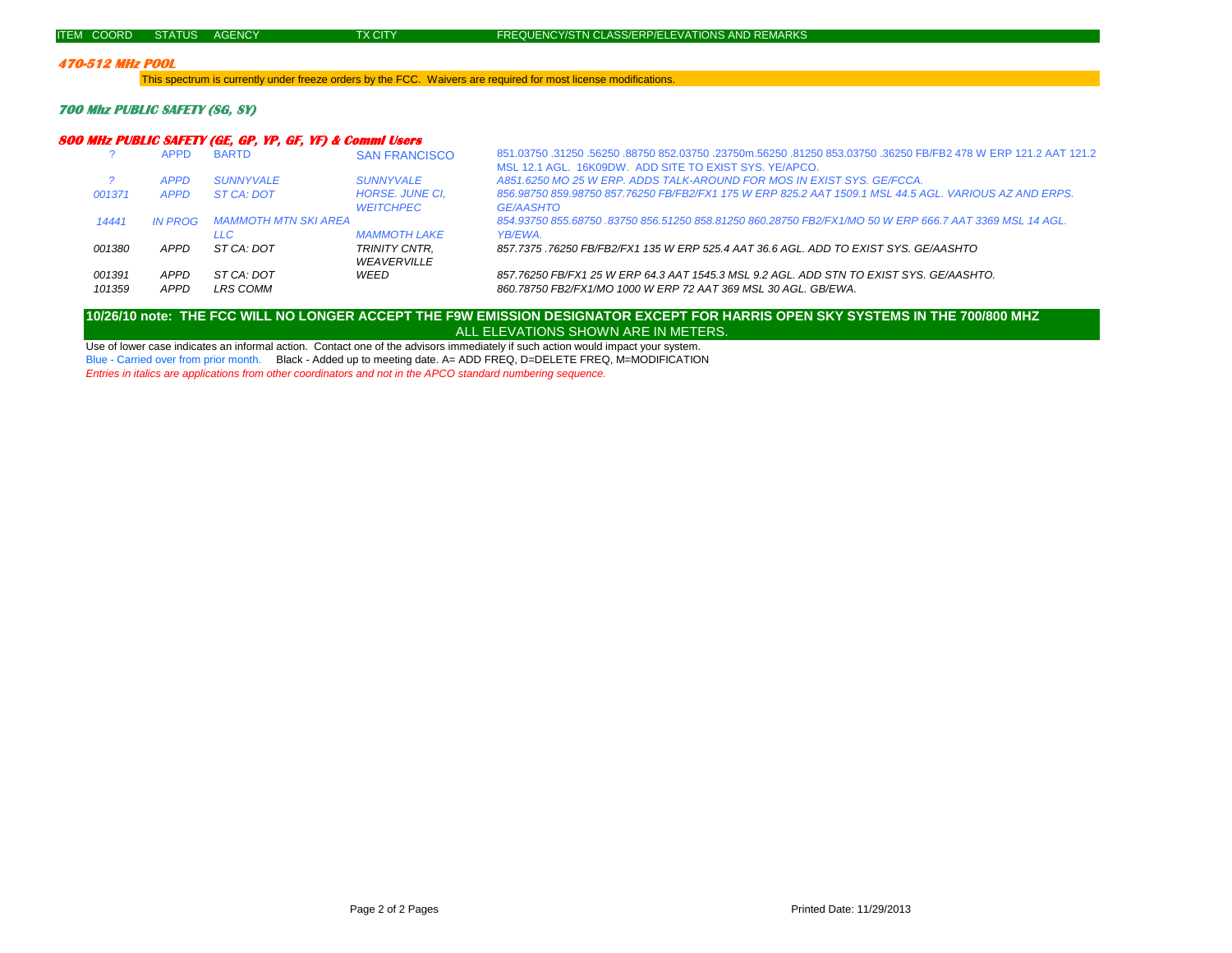| ITEM | COORD | STATUS | AGENCY | TX CITY | FREQUENCY/STN CLASS/ERP/ELEVATIONS AND REMARKS |
|---|---|---|---|---|---|

***470-512 MHz POOL***

This spectrum is currently under freeze orders by the FCC. Waivers are required for most license modifications.

***700 Mhz PUBLIC SAFETY (SG, SY)***

***800 MHz PUBLIC SAFETY (GE, GP, YP, GF, YF) & Comml Users***

| ITEM COORD | STATUS | AGENCY | TX CITY | FREQUENCY/STN CLASS/ERP/ELEVATIONS AND REMARKS |
|---|---|---|---|---|
| ? | APPD | BARTD | SAN FRANCISCO | 851.03750 .31250 .56250 .88750 852.03750 .23750m.56250 .81250 853.03750 .36250 FB/FB2 478 W ERP 121.2 AAT 121.2 MSL 12.1 AGL. 16K09DW. ADD SITE TO EXIST SYS. YE/APCO. |
| *?* | *APPD* | *SUNNYVALE* | *SUNNYVALE* | *A851.6250 MO 25 W ERP. ADDS TALK-AROUND FOR MOS IN EXIST SYS. GE/FCCA.* |
| *001371* | *APPD* | *ST CA: DOT* | *HORSE. JUNE CI, WEITCHPEC* | *856.98750 859.98750 857.76250 FB/FB2/FX1 175 W ERP 825.2 AAT 1509.1 MSL 44.5 AGL. VARIOUS AZ AND ERPS. GE/AASHTO* |
| *14441* | *IN PROG* | *MAMMOTH MTN SKI AREA LLC* | *MAMMOTH LAKE* | *854.93750 855.68750 .83750 856.51250 858.81250 860.28750 FB2/FX1/MO 50 W ERP 666.7 AAT 3369 MSL 14 AGL. YB/EWA.* |
| *001380* | *APPD* | *ST CA: DOT* | *TRINITY CNTR, WEAVERVILLE* | *857.7375 .76250 FB/FB2/FX1 135 W ERP 525.4 AAT 36.6 AGL. ADD TO EXIST SYS. GE/AASHTO* |
| *001391* | *APPD* | *ST CA: DOT* | *WEED* | *857.76250 FB/FX1 25 W ERP 64.3 AAT 1545.3 MSL 9.2 AGL. ADD STN TO EXIST SYS. GE/AASHTO.* |
| *101359* | *APPD* | *LRS COMM* | | *860.78750 FB2/FX1/MO 1000 W ERP 72 AAT 369 MSL 30 AGL. GB/EWA.* |

**10/26/10 note: THE FCC WILL NO LONGER ACCEPT THE F9W EMISSION DESIGNATOR EXCEPT FOR HARRIS OPEN SKY SYSTEMS IN THE 700/800 MHZ**

ALL ELEVATIONS SHOWN ARE IN METERS.

Use of lower case indicates an informal action. Contact one of the advisors immediately if such action would impact your system.

Blue - Carried over from prior month. Black - Added up to meeting date. A= ADD FREQ, D=DELETE FREQ, M=MODIFICATION

*Entries in italics are applications from other coordinators and not in the APCO standard numbering sequence.*

Printed Date: 11/29/2013